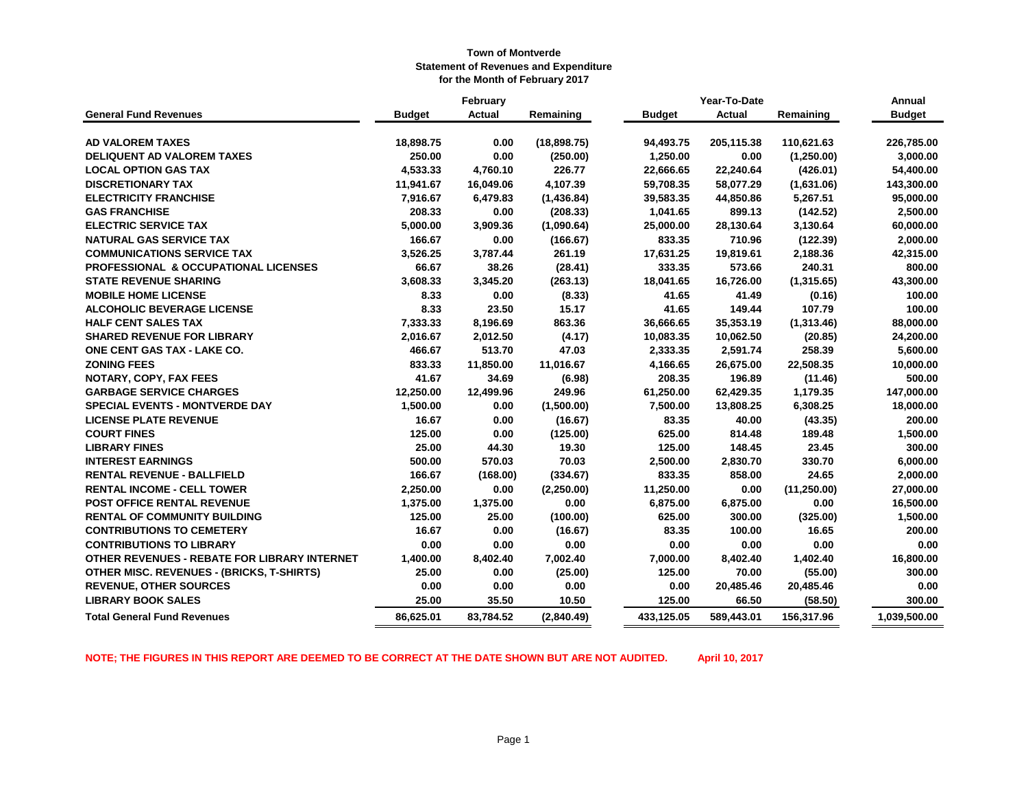**Town of Montverde**
**Statement of Revenues and Expenditure**
**for the Month of February 2017**

| | February | | | Year-To-Date | | | Annual |
|---|---|---|---|---|---|---|---|
| **General Fund Revenues** | **Budget** | **Actual** | **Remaining** | **Budget** | **Actual** | **Remaining** | **Budget** |
| **AD VALOREM TAXES** | 18,898.75 | 0.00 | (18,898.75) | 94,493.75 | 205,115.38 | 110,621.63 | 226,785.00 |
| **DELIQUENT AD VALOREM TAXES** | 250.00 | 0.00 | (250.00) | 1,250.00 | 0.00 | (1,250.00) | 3,000.00 |
| **LOCAL OPTION GAS TAX** | 4,533.33 | 4,760.10 | 226.77 | 22,666.65 | 22,240.64 | (426.01) | 54,400.00 |
| **DISCRETIONARY TAX** | 11,941.67 | 16,049.06 | 4,107.39 | 59,708.35 | 58,077.29 | (1,631.06) | 143,300.00 |
| **ELECTRICITY FRANCHISE** | 7,916.67 | 6,479.83 | (1,436.84) | 39,583.35 | 44,850.86 | 5,267.51 | 95,000.00 |
| **GAS FRANCHISE** | 208.33 | 0.00 | (208.33) | 1,041.65 | 899.13 | (142.52) | 2,500.00 |
| **ELECTRIC SERVICE TAX** | 5,000.00 | 3,909.36 | (1,090.64) | 25,000.00 | 28,130.64 | 3,130.64 | 60,000.00 |
| **NATURAL GAS SERVICE TAX** | 166.67 | 0.00 | (166.67) | 833.35 | 710.96 | (122.39) | 2,000.00 |
| **COMMUNICATIONS SERVICE TAX** | 3,526.25 | 3,787.44 | 261.19 | 17,631.25 | 19,819.61 | 2,188.36 | 42,315.00 |
| **PROFESSIONAL & OCCUPATIONAL LICENSES** | 66.67 | 38.26 | (28.41) | 333.35 | 573.66 | 240.31 | 800.00 |
| **STATE REVENUE SHARING** | 3,608.33 | 3,345.20 | (263.13) | 18,041.65 | 16,726.00 | (1,315.65) | 43,300.00 |
| **MOBILE HOME LICENSE** | 8.33 | 0.00 | (8.33) | 41.65 | 41.49 | (0.16) | 100.00 |
| **ALCOHOLIC BEVERAGE LICENSE** | 8.33 | 23.50 | 15.17 | 41.65 | 149.44 | 107.79 | 100.00 |
| **HALF CENT SALES TAX** | 7,333.33 | 8,196.69 | 863.36 | 36,666.65 | 35,353.19 | (1,313.46) | 88,000.00 |
| **SHARED REVENUE FOR LIBRARY** | 2,016.67 | 2,012.50 | (4.17) | 10,083.35 | 10,062.50 | (20.85) | 24,200.00 |
| **ONE CENT GAS TAX - LAKE CO.** | 466.67 | 513.70 | 47.03 | 2,333.35 | 2,591.74 | 258.39 | 5,600.00 |
| **ZONING FEES** | 833.33 | 11,850.00 | 11,016.67 | 4,166.65 | 26,675.00 | 22,508.35 | 10,000.00 |
| **NOTARY, COPY, FAX FEES** | 41.67 | 34.69 | (6.98) | 208.35 | 196.89 | (11.46) | 500.00 |
| **GARBAGE SERVICE CHARGES** | 12,250.00 | 12,499.96 | 249.96 | 61,250.00 | 62,429.35 | 1,179.35 | 147,000.00 |
| **SPECIAL EVENTS - MONTVERDE DAY** | 1,500.00 | 0.00 | (1,500.00) | 7,500.00 | 13,808.25 | 6,308.25 | 18,000.00 |
| **LICENSE PLATE REVENUE** | 16.67 | 0.00 | (16.67) | 83.35 | 40.00 | (43.35) | 200.00 |
| **COURT FINES** | 125.00 | 0.00 | (125.00) | 625.00 | 814.48 | 189.48 | 1,500.00 |
| **LIBRARY FINES** | 25.00 | 44.30 | 19.30 | 125.00 | 148.45 | 23.45 | 300.00 |
| **INTEREST EARNINGS** | 500.00 | 570.03 | 70.03 | 2,500.00 | 2,830.70 | 330.70 | 6,000.00 |
| **RENTAL REVENUE - BALLFIELD** | 166.67 | (168.00) | (334.67) | 833.35 | 858.00 | 24.65 | 2,000.00 |
| **RENTAL INCOME - CELL TOWER** | 2,250.00 | 0.00 | (2,250.00) | 11,250.00 | 0.00 | (11,250.00) | 27,000.00 |
| **POST OFFICE RENTAL REVENUE** | 1,375.00 | 1,375.00 | 0.00 | 6,875.00 | 6,875.00 | 0.00 | 16,500.00 |
| **RENTAL OF COMMUNITY BUILDING** | 125.00 | 25.00 | (100.00) | 625.00 | 300.00 | (325.00) | 1,500.00 |
| **CONTRIBUTIONS TO CEMETERY** | 16.67 | 0.00 | (16.67) | 83.35 | 100.00 | 16.65 | 200.00 |
| **CONTRIBUTIONS TO LIBRARY** | 0.00 | 0.00 | 0.00 | 0.00 | 0.00 | 0.00 | 0.00 |
| **OTHER REVENUES - REBATE FOR LIBRARY INTERNET** | 1,400.00 | 8,402.40 | 7,002.40 | 7,000.00 | 8,402.40 | 1,402.40 | 16,800.00 |
| **OTHER MISC. REVENUES - (BRICKS, T-SHIRTS)** | 25.00 | 0.00 | (25.00) | 125.00 | 70.00 | (55.00) | 300.00 |
| **REVENUE, OTHER SOURCES** | 0.00 | 0.00 | 0.00 | 0.00 | 20,485.46 | 20,485.46 | 0.00 |
| **LIBRARY BOOK SALES** | 25.00 | 35.50 | 10.50 | 125.00 | 66.50 | (58.50) | 300.00 |
| **Total General Fund Revenues** | 86,625.01 | 83,784.52 | (2,840.49) | 433,125.05 | 589,443.01 | 156,317.96 | 1,039,500.00 |

**NOTE; THE FIGURES IN THIS REPORT ARE DEEMED TO BE CORRECT AT THE DATE SHOWN BUT ARE NOT AUDITED.** **April 10, 2017**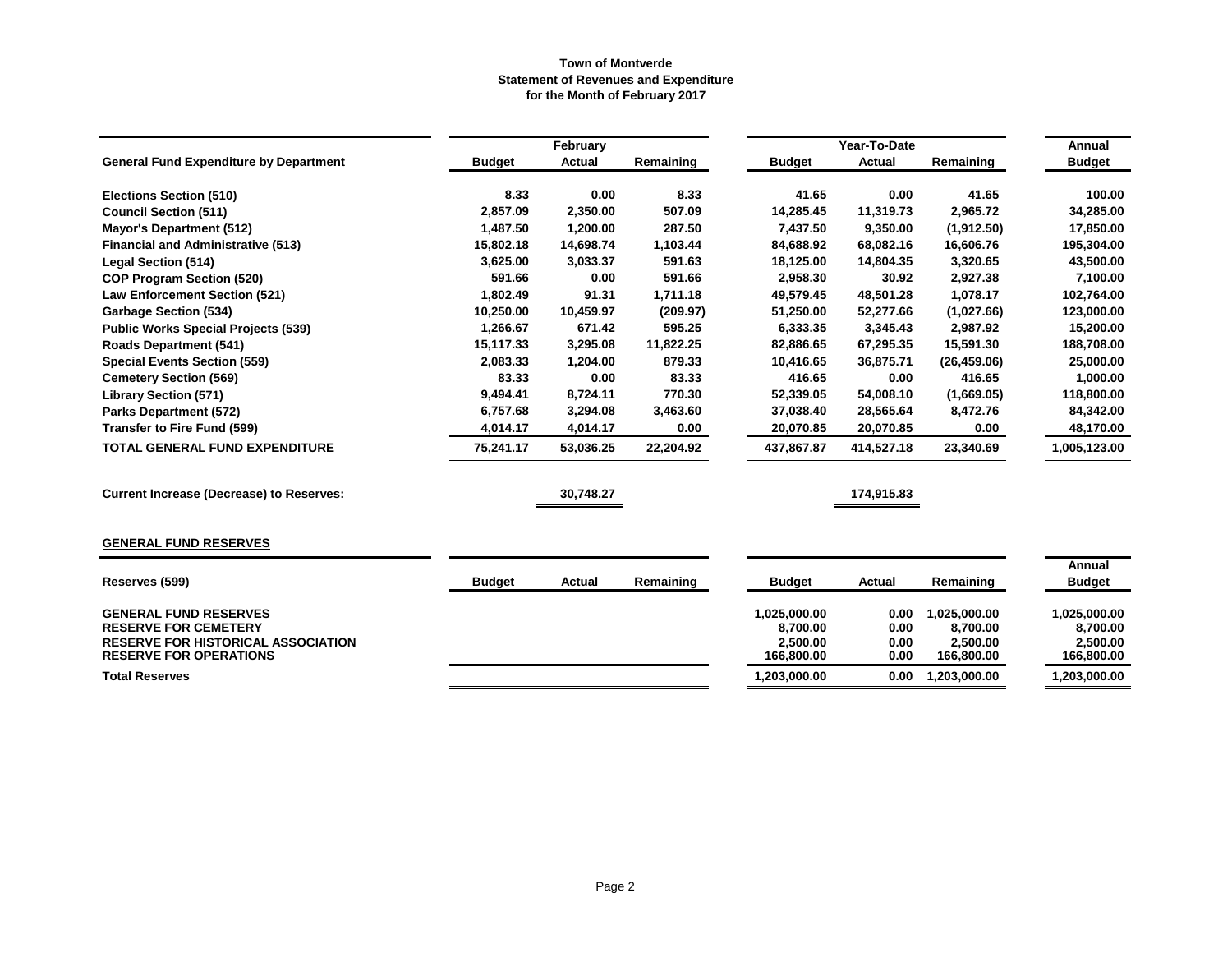**Town of Montverde**
**Statement of Revenues and Expenditure**
**for the Month of February 2017**

| General Fund Expenditure by Department | February Budget | February Actual | February Remaining | Year-To-Date Budget | Year-To-Date Actual | Year-To-Date Remaining | Annual Budget |
|---|---|---|---|---|---|---|---|
| Elections Section (510) | 8.33 | 0.00 | 8.33 | 41.65 | 0.00 | 41.65 | 100.00 |
| Council Section (511) | 2,857.09 | 2,350.00 | 507.09 | 14,285.45 | 11,319.73 | 2,965.72 | 34,285.00 |
| Mayor's Department (512) | 1,487.50 | 1,200.00 | 287.50 | 7,437.50 | 9,350.00 | (1,912.50) | 17,850.00 |
| Financial and Administrative (513) | 15,802.18 | 14,698.74 | 1,103.44 | 84,688.92 | 68,082.16 | 16,606.76 | 195,304.00 |
| Legal Section (514) | 3,625.00 | 3,033.37 | 591.63 | 18,125.00 | 14,804.35 | 3,320.65 | 43,500.00 |
| COP Program Section (520) | 591.66 | 0.00 | 591.66 | 2,958.30 | 30.92 | 2,927.38 | 7,100.00 |
| Law Enforcement Section (521) | 1,802.49 | 91.31 | 1,711.18 | 49,579.45 | 48,501.28 | 1,078.17 | 102,764.00 |
| Garbage Section (534) | 10,250.00 | 10,459.97 | (209.97) | 51,250.00 | 52,277.66 | (1,027.66) | 123,000.00 |
| Public Works Special Projects (539) | 1,266.67 | 671.42 | 595.25 | 6,333.35 | 3,345.43 | 2,987.92 | 15,200.00 |
| Roads Department (541) | 15,117.33 | 3,295.08 | 11,822.25 | 82,886.65 | 67,295.35 | 15,591.30 | 188,708.00 |
| Special Events Section (559) | 2,083.33 | 1,204.00 | 879.33 | 10,416.65 | 36,875.71 | (26,459.06) | 25,000.00 |
| Cemetery Section (569) | 83.33 | 0.00 | 83.33 | 416.65 | 0.00 | 416.65 | 1,000.00 |
| Library Section (571) | 9,494.41 | 8,724.11 | 770.30 | 52,339.05 | 54,008.10 | (1,669.05) | 118,800.00 |
| Parks Department (572) | 6,757.68 | 3,294.08 | 3,463.60 | 37,038.40 | 28,565.64 | 8,472.76 | 84,342.00 |
| Transfer to Fire Fund (599) | 4,014.17 | 4,014.17 | 0.00 | 20,070.85 | 20,070.85 | 0.00 | 48,170.00 |
| **TOTAL GENERAL FUND EXPENDITURE** | **75,241.17** | **53,036.25** | **22,204.92** | **437,867.87** | **414,527.18** | **23,340.69** | **1,005,123.00** |
| | | | | | | | |
| **Current Increase (Decrease) to Reserves:** | | **30,748.27** | | | **174,915.83** | | |

**GENERAL FUND RESERVES**

| Reserves (599) | Budget | Actual | Remaining | Year-To-Date Budget | Year-To-Date Actual | Year-To-Date Remaining | Annual Budget |
|---|---|---|---|---|---|---|---|
| GENERAL FUND RESERVES | | | | 1,025,000.00 | 0.00 | 1,025,000.00 | 1,025,000.00 |
| RESERVE FOR CEMETERY | | | | 8,700.00 | 0.00 | 8,700.00 | 8,700.00 |
| RESERVE FOR HISTORICAL ASSOCIATION | | | | 2,500.00 | 0.00 | 2,500.00 | 2,500.00 |
| RESERVE FOR OPERATIONS | | | | 166,800.00 | 0.00 | 166,800.00 | 166,800.00 |
| **Total Reserves** | | | | **1,203,000.00** | **0.00** | **1,203,000.00** | **1,203,000.00** |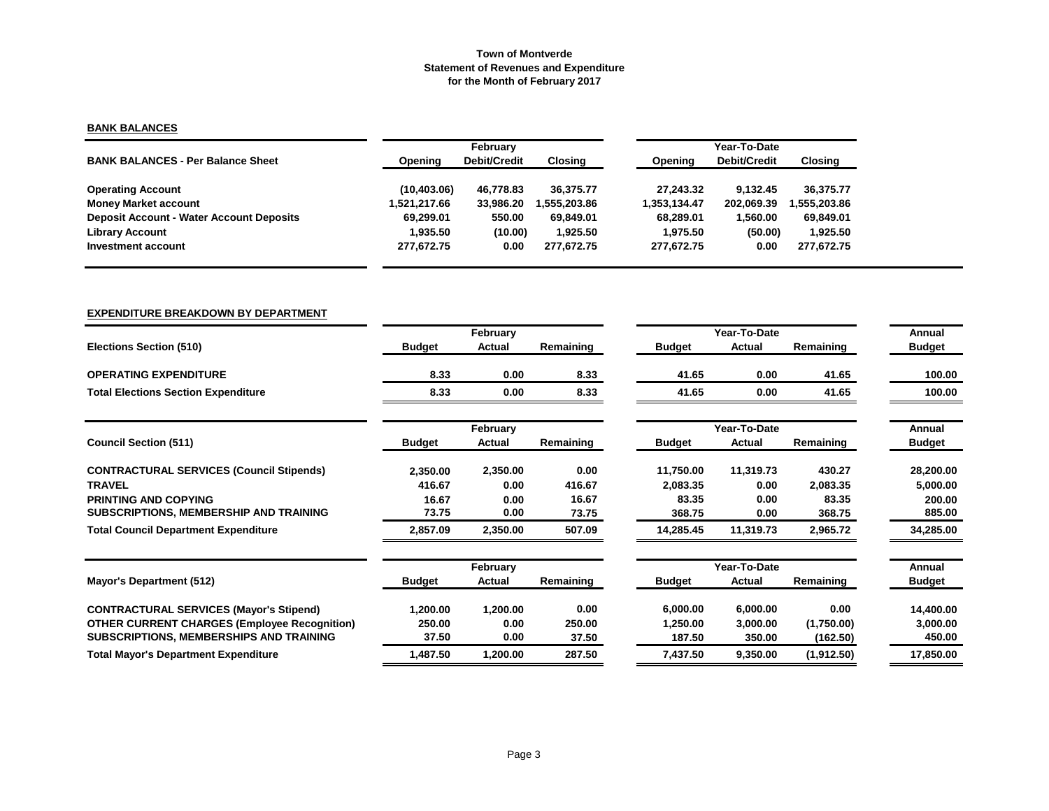# Town of Montverde
## Statement of Revenues and Expenditure
## for the Month of February 2017

**BANK BALANCES**

| BANK BALANCES - Per Balance Sheet | February | | | Year-To-Date | | |
|---|---|---|---|---|---|---|
| | Opening | Debit/Credit | Closing | Opening | Debit/Credit | Closing |
| Operating Account | (10,403.06) | 46,778.83 | 36,375.77 | 27,243.32 | 9,132.45 | 36,375.77 |
| Money Market account | 1,521,217.66 | 33,986.20 | 1,555,203.86 | 1,353,134.47 | 202,069.39 | 1,555,203.86 |
| Deposit Account - Water Account Deposits | 69,299.01 | 550.00 | 69,849.01 | 68,289.01 | 1,560.00 | 69,849.01 |
| Library Account | 1,935.50 | (10.00) | 1,925.50 | 1,975.50 | (50.00) | 1,925.50 |
| Investment account | 277,672.75 | 0.00 | 277,672.75 | 277,672.75 | 0.00 | 277,672.75 |

**EXPENDITURE BREAKDOWN BY DEPARTMENT**

| Elections Section (510) | February | | | Year-To-Date | | | Annual |
|---|---|---|---|---|---|---|---|
| | Budget | Actual | Remaining | Budget | Actual | Remaining | Budget |
| OPERATING EXPENDITURE | 8.33 | 0.00 | 8.33 | 41.65 | 0.00 | 41.65 | 100.00 |
| Total Elections Section Expenditure | 8.33 | 0.00 | 8.33 | 41.65 | 0.00 | 41.65 | 100.00 |

| Council Section (511) | February | | | Year-To-Date | | | Annual |
|---|---|---|---|---|---|---|---|
| | Budget | Actual | Remaining | Budget | Actual | Remaining | Budget |
| CONTRACTURAL SERVICES (Council Stipends) | 2,350.00 | 2,350.00 | 0.00 | 11,750.00 | 11,319.73 | 430.27 | 28,200.00 |
| TRAVEL | 416.67 | 0.00 | 416.67 | 2,083.35 | 0.00 | 2,083.35 | 5,000.00 |
| PRINTING AND COPYING | 16.67 | 0.00 | 16.67 | 83.35 | 0.00 | 83.35 | 200.00 |
| SUBSCRIPTIONS, MEMBERSHIP AND TRAINING | 73.75 | 0.00 | 73.75 | 368.75 | 0.00 | 368.75 | 885.00 |
| Total Council Department Expenditure | 2,857.09 | 2,350.00 | 507.09 | 14,285.45 | 11,319.73 | 2,965.72 | 34,285.00 |

| Mayor's Department (512) | February | | | Year-To-Date | | | Annual |
|---|---|---|---|---|---|---|---|
| | Budget | Actual | Remaining | Budget | Actual | Remaining | Budget |
| CONTRACTURAL SERVICES (Mayor's Stipend) | 1,200.00 | 1,200.00 | 0.00 | 6,000.00 | 6,000.00 | 0.00 | 14,400.00 |
| OTHER CURRENT CHARGES (Employee Recognition) | 250.00 | 0.00 | 250.00 | 1,250.00 | 3,000.00 | (1,750.00) | 3,000.00 |
| SUBSCRIPTIONS, MEMBERSHIPS AND TRAINING | 37.50 | 0.00 | 37.50 | 187.50 | 350.00 | (162.50) | 450.00 |
| Total Mayor's Department Expenditure | 1,487.50 | 1,200.00 | 287.50 | 7,437.50 | 9,350.00 | (1,912.50) | 17,850.00 |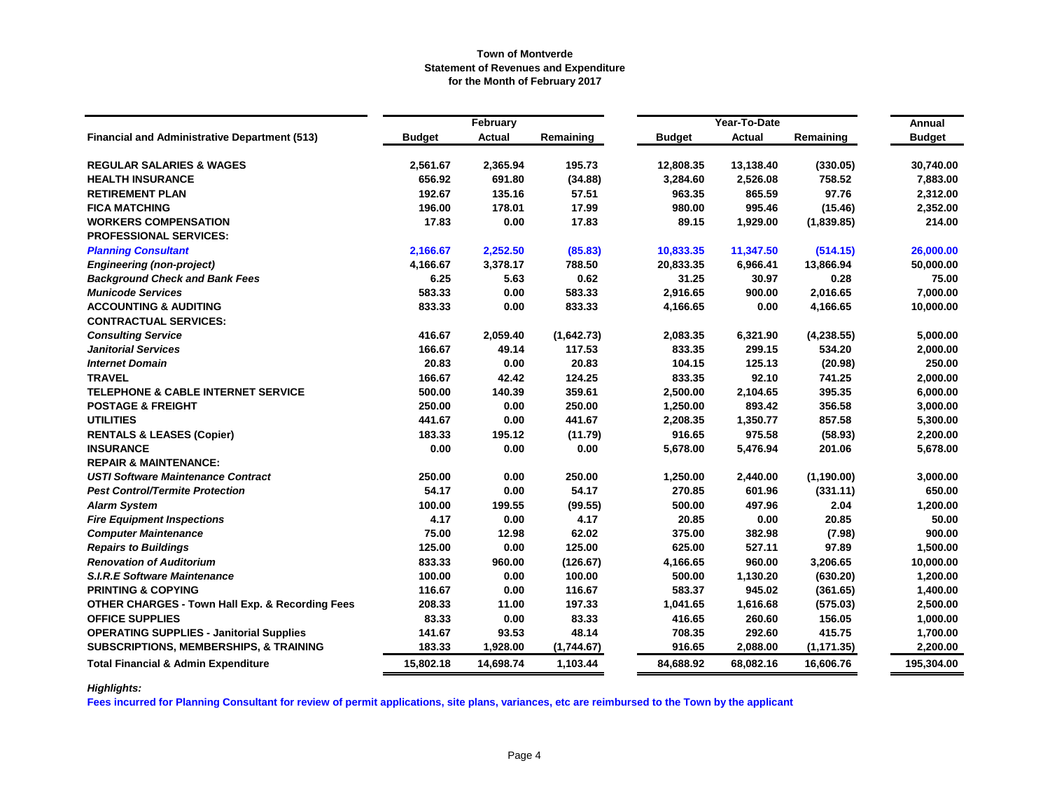**Town of Montverde**
**Statement of Revenues and Expenditure**
**for the Month of February 2017**

| Financial and Administrative Department (513) | February | | | Year-To-Date | | | Annual |
|---|---|---|---|---|---|---|---|
| | Budget | Actual | Remaining | Budget | Actual | Remaining | Budget |
| **REGULAR SALARIES & WAGES** | 2,561.67 | 2,365.94 | 195.73 | 12,808.35 | 13,138.40 | (330.05) | 30,740.00 |
| **HEALTH INSURANCE** | 656.92 | 691.80 | (34.88) | 3,284.60 | 2,526.08 | 758.52 | 7,883.00 |
| **RETIREMENT PLAN** | 192.67 | 135.16 | 57.51 | 963.35 | 865.59 | 97.76 | 2,312.00 |
| **FICA MATCHING** | 196.00 | 178.01 | 17.99 | 980.00 | 995.46 | (15.46) | 2,352.00 |
| **WORKERS COMPENSATION** | 17.83 | 0.00 | 17.83 | 89.15 | 1,929.00 | (1,839.85) | 214.00 |
| **PROFESSIONAL SERVICES:** | | | | | | | |
| ***Planning Consultant*** | 2,166.67 | 2,252.50 | (85.83) | 10,833.35 | 11,347.50 | (514.15) | 26,000.00 |
| ***Engineering (non-project)*** | 4,166.67 | 3,378.17 | 788.50 | 20,833.35 | 6,966.41 | 13,866.94 | 50,000.00 |
| ***Background Check and Bank Fees*** | 6.25 | 5.63 | 0.62 | 31.25 | 30.97 | 0.28 | 75.00 |
| ***Municode Services*** | 583.33 | 0.00 | 583.33 | 2,916.65 | 900.00 | 2,016.65 | 7,000.00 |
| **ACCOUNTING & AUDITING** | 833.33 | 0.00 | 833.33 | 4,166.65 | 0.00 | 4,166.65 | 10,000.00 |
| **CONTRACTUAL SERVICES:** | | | | | | | |
| ***Consulting Service*** | 416.67 | 2,059.40 | (1,642.73) | 2,083.35 | 6,321.90 | (4,238.55) | 5,000.00 |
| ***Janitorial Services*** | 166.67 | 49.14 | 117.53 | 833.35 | 299.15 | 534.20 | 2,000.00 |
| ***Internet Domain*** | 20.83 | 0.00 | 20.83 | 104.15 | 125.13 | (20.98) | 250.00 |
| **TRAVEL** | 166.67 | 42.42 | 124.25 | 833.35 | 92.10 | 741.25 | 2,000.00 |
| **TELEPHONE & CABLE INTERNET SERVICE** | 500.00 | 140.39 | 359.61 | 2,500.00 | 2,104.65 | 395.35 | 6,000.00 |
| **POSTAGE & FREIGHT** | 250.00 | 0.00 | 250.00 | 1,250.00 | 893.42 | 356.58 | 3,000.00 |
| **UTILITIES** | 441.67 | 0.00 | 441.67 | 2,208.35 | 1,350.77 | 857.58 | 5,300.00 |
| **RENTALS & LEASES (Copier)** | 183.33 | 195.12 | (11.79) | 916.65 | 975.58 | (58.93) | 2,200.00 |
| **INSURANCE** | 0.00 | 0.00 | 0.00 | 5,678.00 | 5,476.94 | 201.06 | 5,678.00 |
| **REPAIR & MAINTENANCE:** | | | | | | | |
| ***USTI Software Maintenance Contract*** | 250.00 | 0.00 | 250.00 | 1,250.00 | 2,440.00 | (1,190.00) | 3,000.00 |
| ***Pest Control/Termite Protection*** | 54.17 | 0.00 | 54.17 | 270.85 | 601.96 | (331.11) | 650.00 |
| ***Alarm System*** | 100.00 | 199.55 | (99.55) | 500.00 | 497.96 | 2.04 | 1,200.00 |
| ***Fire Equipment Inspections*** | 4.17 | 0.00 | 4.17 | 20.85 | 0.00 | 20.85 | 50.00 |
| ***Computer Maintenance*** | 75.00 | 12.98 | 62.02 | 375.00 | 382.98 | (7.98) | 900.00 |
| ***Repairs to Buildings*** | 125.00 | 0.00 | 125.00 | 625.00 | 527.11 | 97.89 | 1,500.00 |
| ***Renovation of Auditorium*** | 833.33 | 960.00 | (126.67) | 4,166.65 | 960.00 | 3,206.65 | 10,000.00 |
| ***S.I.R.E Software Maintenance*** | 100.00 | 0.00 | 100.00 | 500.00 | 1,130.20 | (630.20) | 1,200.00 |
| **PRINTING & COPYING** | 116.67 | 0.00 | 116.67 | 583.37 | 945.02 | (361.65) | 1,400.00 |
| **OTHER CHARGES - Town Hall Exp. & Recording Fees** | 208.33 | 11.00 | 197.33 | 1,041.65 | 1,616.68 | (575.03) | 2,500.00 |
| **OFFICE SUPPLIES** | 83.33 | 0.00 | 83.33 | 416.65 | 260.60 | 156.05 | 1,000.00 |
| **OPERATING SUPPLIES - Janitorial Supplies** | 141.67 | 93.53 | 48.14 | 708.35 | 292.60 | 415.75 | 1,700.00 |
| **SUBSCRIPTIONS, MEMBERSHIPS, & TRAINING** | 183.33 | 1,928.00 | (1,744.67) | 916.65 | 2,088.00 | (1,171.35) | 2,200.00 |
| **Total Financial & Admin Expenditure** | 15,802.18 | 14,698.74 | 1,103.44 | 84,688.92 | 68,082.16 | 16,606.76 | 195,304.00 |

*Highlights:*

**Fees incurred for Planning Consultant for review of permit applications, site plans, variances, etc are reimbursed to the Town by the applicant**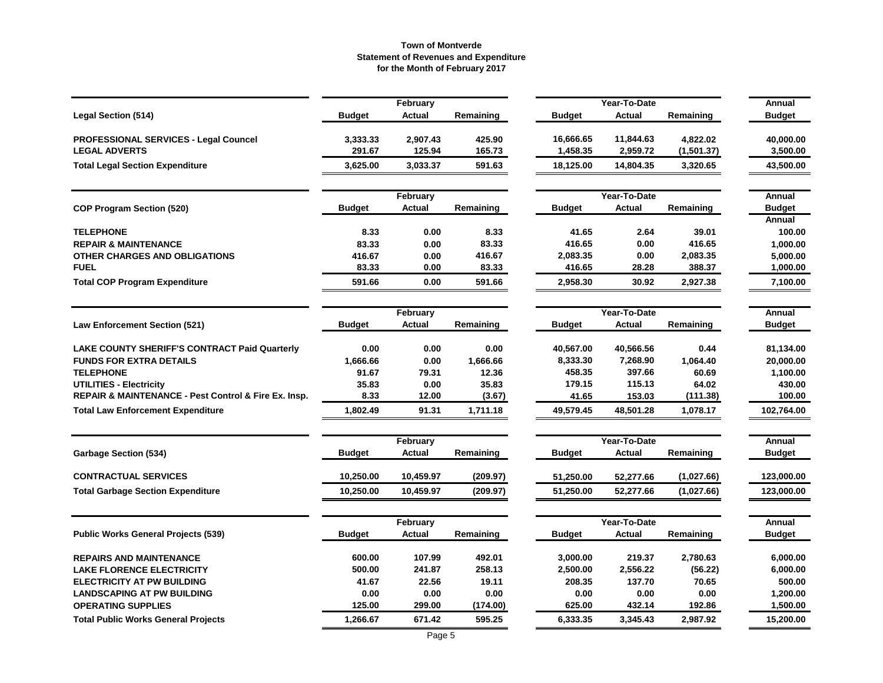**Town of Montverde**
**Statement of Revenues and Expenditure**
**for the Month of February 2017**

| Legal Section (514) | February Budget | February Actual | February Remaining | Year-To-Date Budget | Year-To-Date Actual | Year-To-Date Remaining | Annual Budget |
|---|---|---|---|---|---|---|---|
| **PROFESSIONAL SERVICES - Legal Councel** | 3,333.33 | 2,907.43 | 425.90 | 16,666.65 | 11,844.63 | 4,822.02 | 40,000.00 |
| **LEGAL ADVERTS** | 291.67 | 125.94 | 165.73 | 1,458.35 | 2,959.72 | (1,501.37) | 3,500.00 |
| **Total Legal Section Expenditure** | 3,625.00 | 3,033.37 | 591.63 | 18,125.00 | 14,804.35 | 3,320.65 | 43,500.00 |

| COP Program Section (520) | February Budget | February Actual | February Remaining | Year-To-Date Budget | Year-To-Date Actual | Year-To-Date Remaining | Annual Budget |
|---|---|---|---|---|---|---|---|
| | | | | | | | Annual |
| **TELEPHONE** | 8.33 | 0.00 | 8.33 | 41.65 | 2.64 | 39.01 | 100.00 |
| **REPAIR & MAINTENANCE** | 83.33 | 0.00 | 83.33 | 416.65 | 0.00 | 416.65 | 1,000.00 |
| **OTHER CHARGES AND OBLIGATIONS** | 416.67 | 0.00 | 416.67 | 2,083.35 | 0.00 | 2,083.35 | 5,000.00 |
| **FUEL** | 83.33 | 0.00 | 83.33 | 416.65 | 28.28 | 388.37 | 1,000.00 |
| **Total COP Program Expenditure** | 591.66 | 0.00 | 591.66 | 2,958.30 | 30.92 | 2,927.38 | 7,100.00 |

| Law Enforcement Section (521) | February Budget | February Actual | February Remaining | Year-To-Date Budget | Year-To-Date Actual | Year-To-Date Remaining | Annual Budget |
|---|---|---|---|---|---|---|---|
| **LAKE COUNTY SHERIFF'S CONTRACT Paid Quarterly** | 0.00 | 0.00 | 0.00 | 40,567.00 | 40,566.56 | 0.44 | 81,134.00 |
| **FUNDS FOR EXTRA DETAILS** | 1,666.66 | 0.00 | 1,666.66 | 8,333.30 | 7,268.90 | 1,064.40 | 20,000.00 |
| **TELEPHONE** | 91.67 | 79.31 | 12.36 | 458.35 | 397.66 | 60.69 | 1,100.00 |
| **UTILITIES - Electricity** | 35.83 | 0.00 | 35.83 | 179.15 | 115.13 | 64.02 | 430.00 |
| **REPAIR & MAINTENANCE - Pest Control & Fire Ex. Insp.** | 8.33 | 12.00 | (3.67) | 41.65 | 153.03 | (111.38) | 100.00 |
| **Total Law Enforcement Expenditure** | 1,802.49 | 91.31 | 1,711.18 | 49,579.45 | 48,501.28 | 1,078.17 | 102,764.00 |

| Garbage Section (534) | February Budget | February Actual | February Remaining | Year-To-Date Budget | Year-To-Date Actual | Year-To-Date Remaining | Annual Budget |
|---|---|---|---|---|---|---|---|
| **CONTRACTUAL SERVICES** | 10,250.00 | 10,459.97 | (209.97) | 51,250.00 | 52,277.66 | (1,027.66) | 123,000.00 |
| **Total Garbage Section Expenditure** | 10,250.00 | 10,459.97 | (209.97) | 51,250.00 | 52,277.66 | (1,027.66) | 123,000.00 |

| Public Works General Projects (539) | February Budget | February Actual | February Remaining | Year-To-Date Budget | Year-To-Date Actual | Year-To-Date Remaining | Annual Budget |
|---|---|---|---|---|---|---|---|
| **REPAIRS AND MAINTENANCE** | 600.00 | 107.99 | 492.01 | 3,000.00 | 219.37 | 2,780.63 | 6,000.00 |
| **LAKE FLORENCE ELECTRICITY** | 500.00 | 241.87 | 258.13 | 2,500.00 | 2,556.22 | (56.22) | 6,000.00 |
| **ELECTRICITY AT PW BUILDING** | 41.67 | 22.56 | 19.11 | 208.35 | 137.70 | 70.65 | 500.00 |
| **LANDSCAPING AT PW BUILDING** | 0.00 | 0.00 | 0.00 | 0.00 | 0.00 | 0.00 | 1,200.00 |
| **OPERATING SUPPLIES** | 125.00 | 299.00 | (174.00) | 625.00 | 432.14 | 192.86 | 1,500.00 |
| **Total Public Works General Projects** | 1,266.67 | 671.42 | 595.25 | 6,333.35 | 3,345.43 | 2,987.92 | 15,200.00 |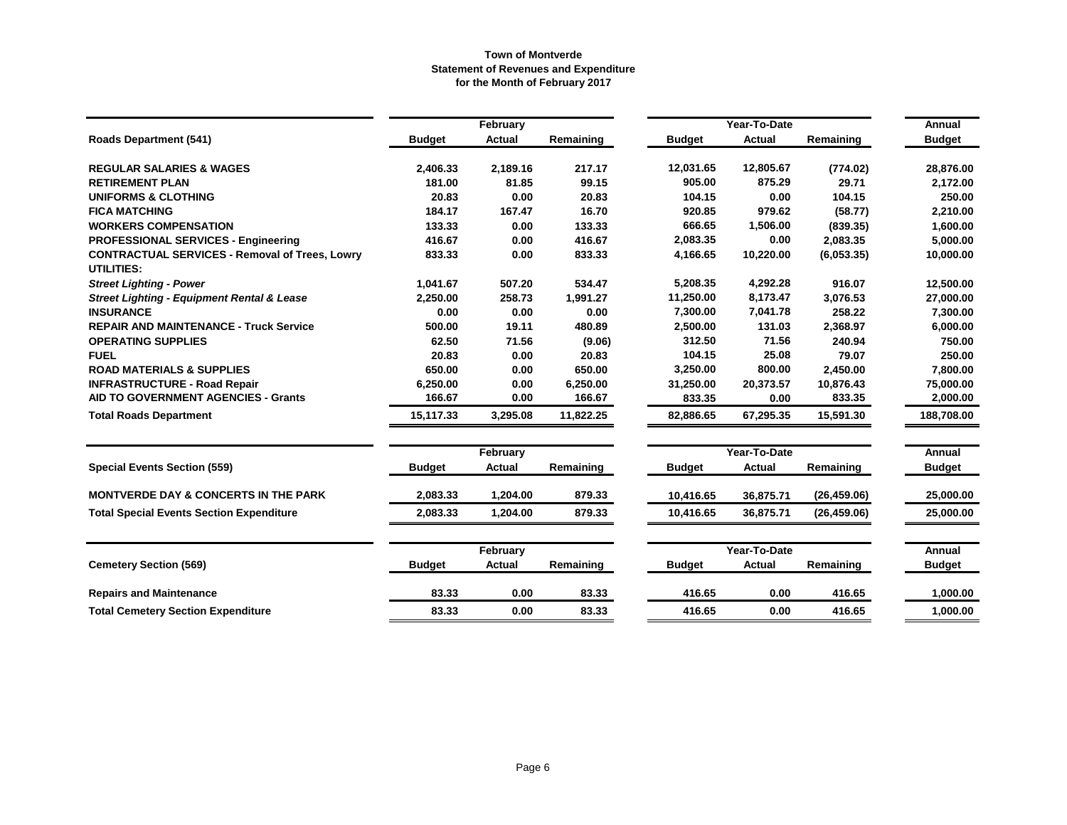**Town of Montverde**
**Statement of Revenues and Expenditure**
**for the Month of February 2017**

| Roads Department (541) | February | | | Year-To-Date | | | Annual |
|---|---|---|---|---|---|---|---|
| | **Budget** | **Actual** | **Remaining** | **Budget** | **Actual** | **Remaining** | **Budget** |
| **REGULAR SALARIES & WAGES** | 2,406.33 | 2,189.16 | 217.17 | 12,031.65 | 12,805.67 | (774.02) | 28,876.00 |
| **RETIREMENT PLAN** | 181.00 | 81.85 | 99.15 | 905.00 | 875.29 | 29.71 | 2,172.00 |
| **UNIFORMS & CLOTHING** | 20.83 | 0.00 | 20.83 | 104.15 | 0.00 | 104.15 | 250.00 |
| **FICA MATCHING** | 184.17 | 167.47 | 16.70 | 920.85 | 979.62 | (58.77) | 2,210.00 |
| **WORKERS COMPENSATION** | 133.33 | 0.00 | 133.33 | 666.65 | 1,506.00 | (839.35) | 1,600.00 |
| **PROFESSIONAL SERVICES - Engineering** | 416.67 | 0.00 | 416.67 | 2,083.35 | 0.00 | 2,083.35 | 5,000.00 |
| **CONTRACTUAL SERVICES - Removal of Trees, Lowry** | 833.33 | 0.00 | 833.33 | 4,166.65 | 10,220.00 | (6,053.35) | 10,000.00 |
| **UTILITIES:** | | | | | | | |
| ***Street Lighting - Power*** | 1,041.67 | 507.20 | 534.47 | 5,208.35 | 4,292.28 | 916.07 | 12,500.00 |
| ***Street Lighting - Equipment Rental & Lease*** | 2,250.00 | 258.73 | 1,991.27 | 11,250.00 | 8,173.47 | 3,076.53 | 27,000.00 |
| **INSURANCE** | 0.00 | 0.00 | 0.00 | 7,300.00 | 7,041.78 | 258.22 | 7,300.00 |
| **REPAIR AND MAINTENANCE - Truck Service** | 500.00 | 19.11 | 480.89 | 2,500.00 | 131.03 | 2,368.97 | 6,000.00 |
| **OPERATING SUPPLIES** | 62.50 | 71.56 | (9.06) | 312.50 | 71.56 | 240.94 | 750.00 |
| **FUEL** | 20.83 | 0.00 | 20.83 | 104.15 | 25.08 | 79.07 | 250.00 |
| **ROAD MATERIALS & SUPPLIES** | 650.00 | 0.00 | 650.00 | 3,250.00 | 800.00 | 2,450.00 | 7,800.00 |
| **INFRASTRUCTURE - Road Repair** | 6,250.00 | 0.00 | 6,250.00 | 31,250.00 | 20,373.57 | 10,876.43 | 75,000.00 |
| **AID TO GOVERNMENT AGENCIES - Grants** | 166.67 | 0.00 | 166.67 | 833.35 | 0.00 | 833.35 | 2,000.00 |
| **Total Roads Department** | 15,117.33 | 3,295.08 | 11,822.25 | 82,886.65 | 67,295.35 | 15,591.30 | 188,708.00 |

| Special Events Section (559) | February | | | Year-To-Date | | | Annual |
|---|---|---|---|---|---|---|---|
| | **Budget** | **Actual** | **Remaining** | **Budget** | **Actual** | **Remaining** | **Budget** |
| **MONTVERDE DAY & CONCERTS IN THE PARK** | 2,083.33 | 1,204.00 | 879.33 | 10,416.65 | 36,875.71 | (26,459.06) | 25,000.00 |
| **Total Special Events Section Expenditure** | 2,083.33 | 1,204.00 | 879.33 | 10,416.65 | 36,875.71 | (26,459.06) | 25,000.00 |

| Cemetery Section (569) | February | | | Year-To-Date | | | Annual |
|---|---|---|---|---|---|---|---|
| | **Budget** | **Actual** | **Remaining** | **Budget** | **Actual** | **Remaining** | **Budget** |
| **Repairs and Maintenance** | 83.33 | 0.00 | 83.33 | 416.65 | 0.00 | 416.65 | 1,000.00 |
| **Total Cemetery Section Expenditure** | 83.33 | 0.00 | 83.33 | 416.65 | 0.00 | 416.65 | 1,000.00 |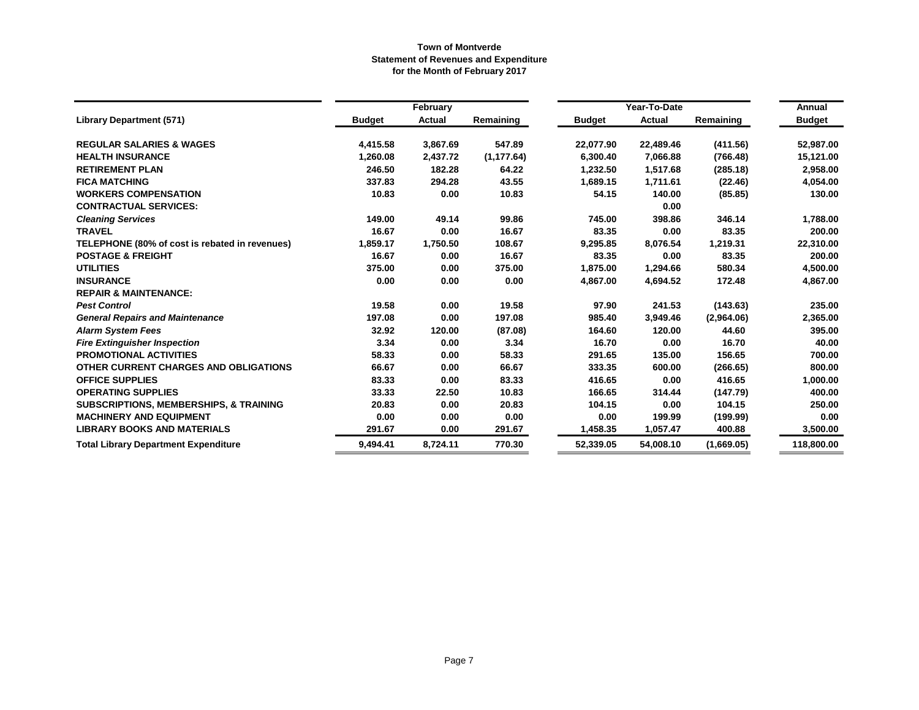**Town of Montverde**
**Statement of Revenues and Expenditure**
**for the Month of February 2017**

| | February | | | Year-To-Date | | | Annual |
|---|---|---|---|---|---|---|---|
| **Library Department (571)** | **Budget** | **Actual** | **Remaining** | **Budget** | **Actual** | **Remaining** | **Budget** |
| **REGULAR SALARIES & WAGES** | 4,415.58 | 3,867.69 | 547.89 | 22,077.90 | 22,489.46 | (411.56) | 52,987.00 |
| **HEALTH INSURANCE** | 1,260.08 | 2,437.72 | (1,177.64) | 6,300.40 | 7,066.88 | (766.48) | 15,121.00 |
| **RETIREMENT PLAN** | 246.50 | 182.28 | 64.22 | 1,232.50 | 1,517.68 | (285.18) | 2,958.00 |
| **FICA MATCHING** | 337.83 | 294.28 | 43.55 | 1,689.15 | 1,711.61 | (22.46) | 4,054.00 |
| **WORKERS COMPENSATION** | 10.83 | 0.00 | 10.83 | 54.15 | 140.00 | (85.85) | 130.00 |
| **CONTRACTUAL SERVICES:** | | | | | 0.00 | | |
| ***Cleaning Services*** | 149.00 | 49.14 | 99.86 | 745.00 | 398.86 | 346.14 | 1,788.00 |
| **TRAVEL** | 16.67 | 0.00 | 16.67 | 83.35 | 0.00 | 83.35 | 200.00 |
| **TELEPHONE (80% of cost is rebated in revenues)** | 1,859.17 | 1,750.50 | 108.67 | 9,295.85 | 8,076.54 | 1,219.31 | 22,310.00 |
| **POSTAGE & FREIGHT** | 16.67 | 0.00 | 16.67 | 83.35 | 0.00 | 83.35 | 200.00 |
| **UTILITIES** | 375.00 | 0.00 | 375.00 | 1,875.00 | 1,294.66 | 580.34 | 4,500.00 |
| **INSURANCE** | 0.00 | 0.00 | 0.00 | 4,867.00 | 4,694.52 | 172.48 | 4,867.00 |
| **REPAIR & MAINTENANCE:** | | | | | | | |
| ***Pest Control*** | 19.58 | 0.00 | 19.58 | 97.90 | 241.53 | (143.63) | 235.00 |
| ***General Repairs and Maintenance*** | 197.08 | 0.00 | 197.08 | 985.40 | 3,949.46 | (2,964.06) | 2,365.00 |
| ***Alarm System Fees*** | 32.92 | 120.00 | (87.08) | 164.60 | 120.00 | 44.60 | 395.00 |
| ***Fire Extinguisher Inspection*** | 3.34 | 0.00 | 3.34 | 16.70 | 0.00 | 16.70 | 40.00 |
| **PROMOTIONAL ACTIVITIES** | 58.33 | 0.00 | 58.33 | 291.65 | 135.00 | 156.65 | 700.00 |
| **OTHER CURRENT CHARGES AND OBLIGATIONS** | 66.67 | 0.00 | 66.67 | 333.35 | 600.00 | (266.65) | 800.00 |
| **OFFICE SUPPLIES** | 83.33 | 0.00 | 83.33 | 416.65 | 0.00 | 416.65 | 1,000.00 |
| **OPERATING SUPPLIES** | 33.33 | 22.50 | 10.83 | 166.65 | 314.44 | (147.79) | 400.00 |
| **SUBSCRIPTIONS, MEMBERSHIPS, & TRAINING** | 20.83 | 0.00 | 20.83 | 104.15 | 0.00 | 104.15 | 250.00 |
| **MACHINERY AND EQUIPMENT** | 0.00 | 0.00 | 0.00 | 0.00 | 199.99 | (199.99) | 0.00 |
| **LIBRARY BOOKS AND MATERIALS** | 291.67 | 0.00 | 291.67 | 1,458.35 | 1,057.47 | 400.88 | 3,500.00 |
| **Total Library Department Expenditure** | 9,494.41 | 8,724.11 | 770.30 | 52,339.05 | 54,008.10 | (1,669.05) | 118,800.00 |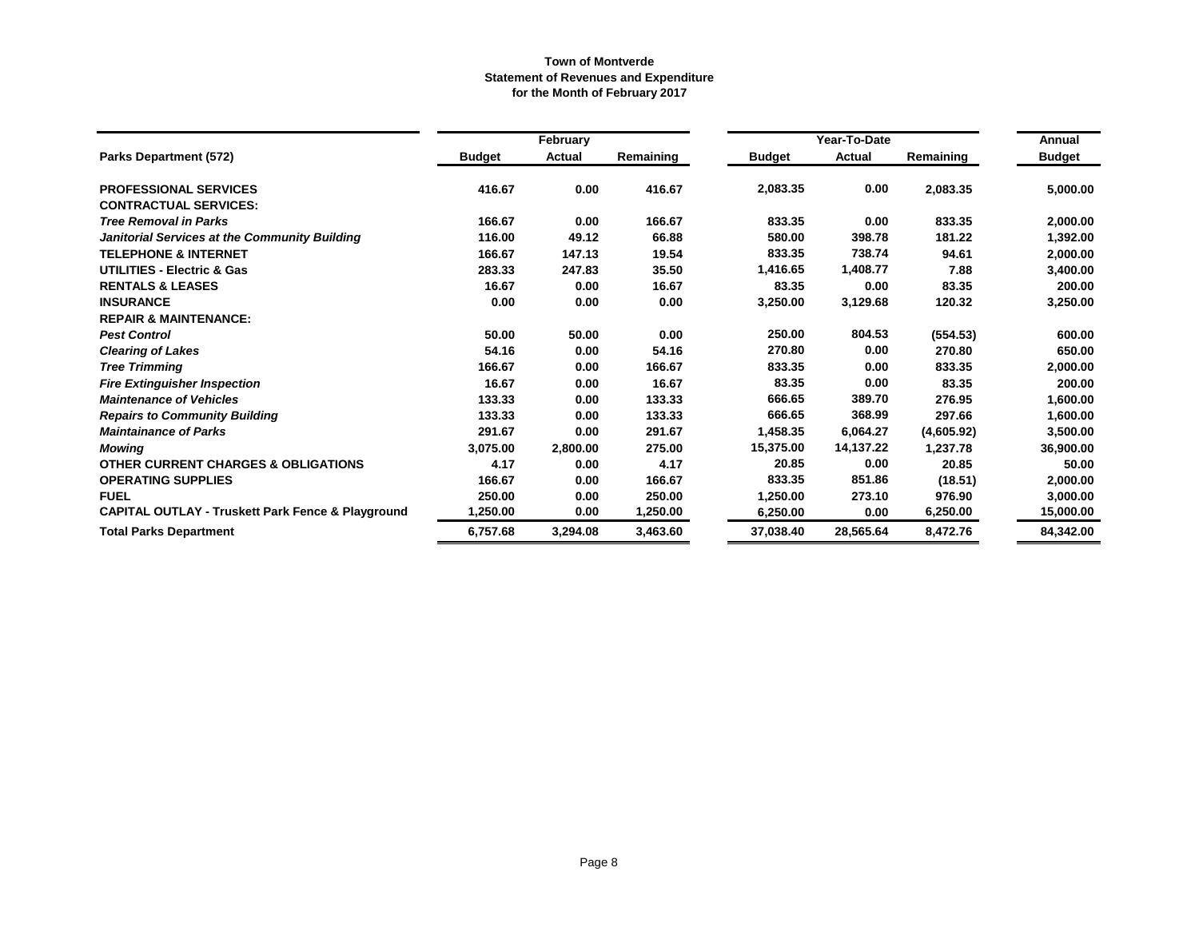**Town of Montverde**
**Statement of Revenues and Expenditure**
**for the Month of February 2017**

| | February | | | Year-To-Date | | | Annual |
|---|---|---|---|---|---|---|---|
| **Parks Department (572)** | **Budget** | **Actual** | **Remaining** | **Budget** | **Actual** | **Remaining** | **Budget** |
| **PROFESSIONAL SERVICES** | 416.67 | 0.00 | 416.67 | 2,083.35 | 0.00 | 2,083.35 | 5,000.00 |
| **CONTRACTUAL SERVICES:** | | | | | | | |
| ***Tree Removal in Parks*** | 166.67 | 0.00 | 166.67 | 833.35 | 0.00 | 833.35 | 2,000.00 |
| ***Janitorial Services at the Community Building*** | 116.00 | 49.12 | 66.88 | 580.00 | 398.78 | 181.22 | 1,392.00 |
| **TELEPHONE & INTERNET** | 166.67 | 147.13 | 19.54 | 833.35 | 738.74 | 94.61 | 2,000.00 |
| **UTILITIES - Electric & Gas** | 283.33 | 247.83 | 35.50 | 1,416.65 | 1,408.77 | 7.88 | 3,400.00 |
| **RENTALS & LEASES** | 16.67 | 0.00 | 16.67 | 83.35 | 0.00 | 83.35 | 200.00 |
| **INSURANCE** | 0.00 | 0.00 | 0.00 | 3,250.00 | 3,129.68 | 120.32 | 3,250.00 |
| **REPAIR & MAINTENANCE:** | | | | | | | |
| ***Pest Control*** | 50.00 | 50.00 | 0.00 | 250.00 | 804.53 | (554.53) | 600.00 |
| ***Clearing of Lakes*** | 54.16 | 0.00 | 54.16 | 270.80 | 0.00 | 270.80 | 650.00 |
| ***Tree Trimming*** | 166.67 | 0.00 | 166.67 | 833.35 | 0.00 | 833.35 | 2,000.00 |
| ***Fire Extinguisher Inspection*** | 16.67 | 0.00 | 16.67 | 83.35 | 0.00 | 83.35 | 200.00 |
| ***Maintenance of Vehicles*** | 133.33 | 0.00 | 133.33 | 666.65 | 389.70 | 276.95 | 1,600.00 |
| ***Repairs to Community Building*** | 133.33 | 0.00 | 133.33 | 666.65 | 368.99 | 297.66 | 1,600.00 |
| ***Maintainance of Parks*** | 291.67 | 0.00 | 291.67 | 1,458.35 | 6,064.27 | (4,605.92) | 3,500.00 |
| ***Mowing*** | 3,075.00 | 2,800.00 | 275.00 | 15,375.00 | 14,137.22 | 1,237.78 | 36,900.00 |
| **OTHER CURRENT CHARGES & OBLIGATIONS** | 4.17 | 0.00 | 4.17 | 20.85 | 0.00 | 20.85 | 50.00 |
| **OPERATING SUPPLIES** | 166.67 | 0.00 | 166.67 | 833.35 | 851.86 | (18.51) | 2,000.00 |
| **FUEL** | 250.00 | 0.00 | 250.00 | 1,250.00 | 273.10 | 976.90 | 3,000.00 |
| **CAPITAL OUTLAY - Truskett Park Fence & Playground** | 1,250.00 | 0.00 | 1,250.00 | 6,250.00 | 0.00 | 6,250.00 | 15,000.00 |
| **Total Parks Department** | 6,757.68 | 3,294.08 | 3,463.60 | 37,038.40 | 28,565.64 | 8,472.76 | 84,342.00 |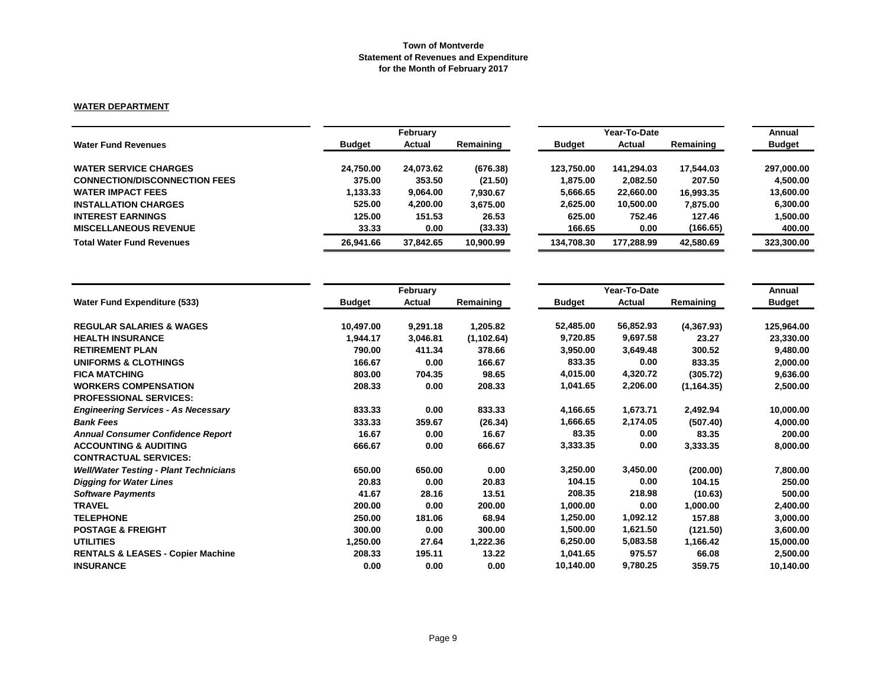**Town of Montverde**
**Statement of Revenues and Expenditure**
**for the Month of February 2017**

**WATER DEPARTMENT**

| | February | | | Year-To-Date | | | Annual |
|---|---|---|---|---|---|---|---|
| **Water Fund Revenues** | **Budget** | **Actual** | **Remaining** | **Budget** | **Actual** | **Remaining** | **Budget** |
| **WATER SERVICE CHARGES** | 24,750.00 | 24,073.62 | (676.38) | 123,750.00 | 141,294.03 | 17,544.03 | 297,000.00 |
| **CONNECTION/DISCONNECTION FEES** | 375.00 | 353.50 | (21.50) | 1,875.00 | 2,082.50 | 207.50 | 4,500.00 |
| **WATER IMPACT FEES** | 1,133.33 | 9,064.00 | 7,930.67 | 5,666.65 | 22,660.00 | 16,993.35 | 13,600.00 |
| **INSTALLATION CHARGES** | 525.00 | 4,200.00 | 3,675.00 | 2,625.00 | 10,500.00 | 7,875.00 | 6,300.00 |
| **INTEREST EARNINGS** | 125.00 | 151.53 | 26.53 | 625.00 | 752.46 | 127.46 | 1,500.00 |
| **MISCELLANEOUS REVENUE** | 33.33 | 0.00 | (33.33) | 166.65 | 0.00 | (166.65) | 400.00 |
| **Total Water Fund Revenues** | 26,941.66 | 37,842.65 | 10,900.99 | 134,708.30 | 177,288.99 | 42,580.69 | 323,300.00 |

| | February | | | Year-To-Date | | | Annual |
|---|---|---|---|---|---|---|---|
| **Water Fund Expenditure (533)** | **Budget** | **Actual** | **Remaining** | **Budget** | **Actual** | **Remaining** | **Budget** |
| **REGULAR SALARIES & WAGES** | 10,497.00 | 9,291.18 | 1,205.82 | 52,485.00 | 56,852.93 | (4,367.93) | 125,964.00 |
| **HEALTH INSURANCE** | 1,944.17 | 3,046.81 | (1,102.64) | 9,720.85 | 9,697.58 | 23.27 | 23,330.00 |
| **RETIREMENT PLAN** | 790.00 | 411.34 | 378.66 | 3,950.00 | 3,649.48 | 300.52 | 9,480.00 |
| **UNIFORMS & CLOTHINGS** | 166.67 | 0.00 | 166.67 | 833.35 | 0.00 | 833.35 | 2,000.00 |
| **FICA MATCHING** | 803.00 | 704.35 | 98.65 | 4,015.00 | 4,320.72 | (305.72) | 9,636.00 |
| **WORKERS COMPENSATION** | 208.33 | 0.00 | 208.33 | 1,041.65 | 2,206.00 | (1,164.35) | 2,500.00 |
| **PROFESSIONAL SERVICES:** | | | | | | | |
| ***Engineering Services - As Necessary*** | 833.33 | 0.00 | 833.33 | 4,166.65 | 1,673.71 | 2,492.94 | 10,000.00 |
| ***Bank Fees*** | 333.33 | 359.67 | (26.34) | 1,666.65 | 2,174.05 | (507.40) | 4,000.00 |
| ***Annual Consumer Confidence Report*** | 16.67 | 0.00 | 16.67 | 83.35 | 0.00 | 83.35 | 200.00 |
| **ACCOUNTING & AUDITING** | 666.67 | 0.00 | 666.67 | 3,333.35 | 0.00 | 3,333.35 | 8,000.00 |
| **CONTRACTUAL SERVICES:** | | | | | | | |
| ***Well/Water Testing - Plant Technicians*** | 650.00 | 650.00 | 0.00 | 3,250.00 | 3,450.00 | (200.00) | 7,800.00 |
| ***Digging for Water Lines*** | 20.83 | 0.00 | 20.83 | 104.15 | 0.00 | 104.15 | 250.00 |
| ***Software Payments*** | 41.67 | 28.16 | 13.51 | 208.35 | 218.98 | (10.63) | 500.00 |
| **TRAVEL** | 200.00 | 0.00 | 200.00 | 1,000.00 | 0.00 | 1,000.00 | 2,400.00 |
| **TELEPHONE** | 250.00 | 181.06 | 68.94 | 1,250.00 | 1,092.12 | 157.88 | 3,000.00 |
| **POSTAGE & FREIGHT** | 300.00 | 0.00 | 300.00 | 1,500.00 | 1,621.50 | (121.50) | 3,600.00 |
| **UTILITIES** | 1,250.00 | 27.64 | 1,222.36 | 6,250.00 | 5,083.58 | 1,166.42 | 15,000.00 |
| **RENTALS & LEASES - Copier Machine** | 208.33 | 195.11 | 13.22 | 1,041.65 | 975.57 | 66.08 | 2,500.00 |
| **INSURANCE** | 0.00 | 0.00 | 0.00 | 10,140.00 | 9,780.25 | 359.75 | 10,140.00 |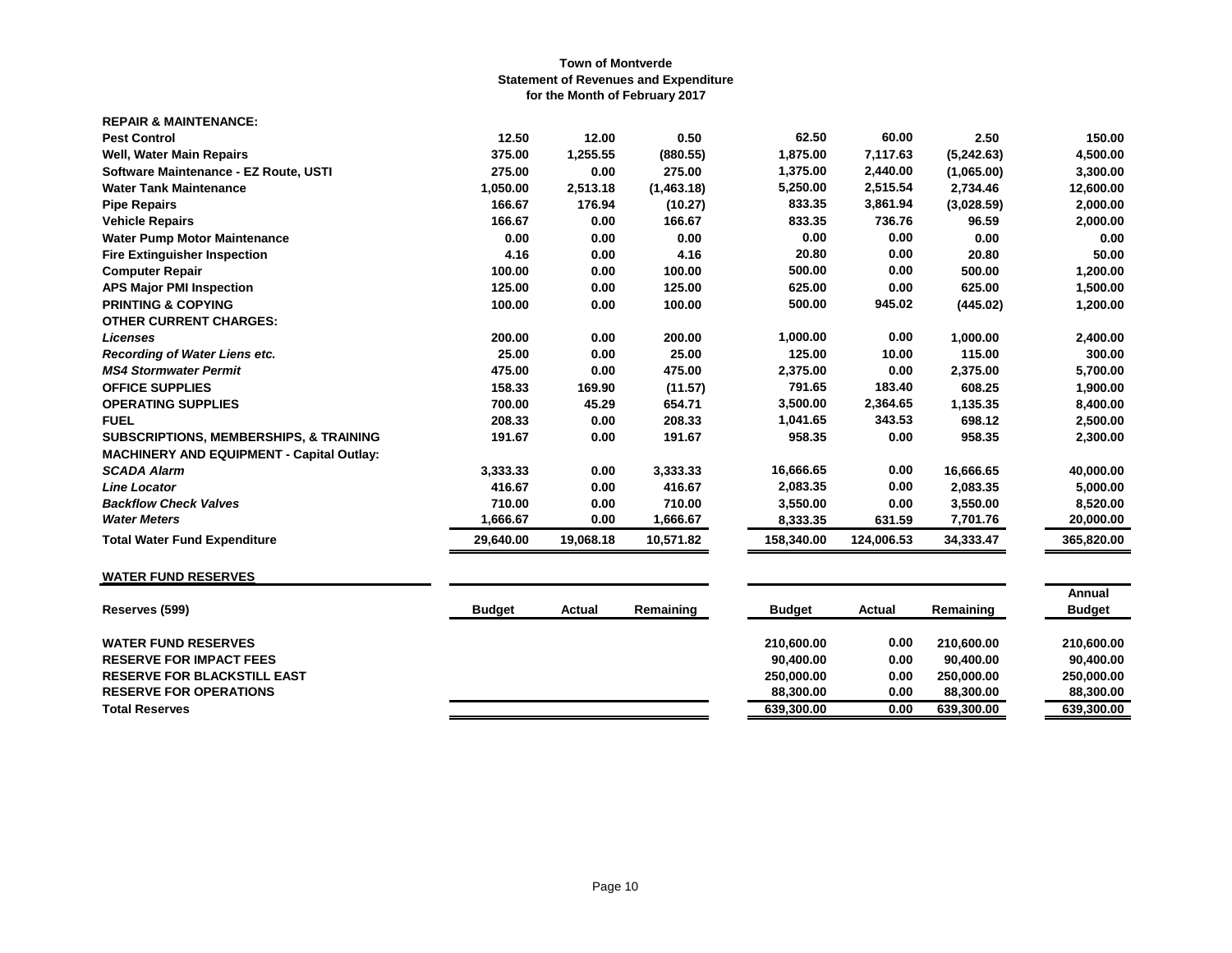**Town of Montverde**
**Statement of Revenues and Expenditure**
**for the Month of February 2017**

| | | | | | | | |
|---|---|---|---|---|---|---|---|
| **REPAIR & MAINTENANCE:** | | | | | | | |
| **Pest Control** | 12.50 | 12.00 | 0.50 | 62.50 | 60.00 | 2.50 | 150.00 |
| **Well, Water Main Repairs** | 375.00 | 1,255.55 | (880.55) | 1,875.00 | 7,117.63 | (5,242.63) | 4,500.00 |
| **Software Maintenance - EZ Route, USTI** | 275.00 | 0.00 | 275.00 | 1,375.00 | 2,440.00 | (1,065.00) | 3,300.00 |
| **Water Tank Maintenance** | 1,050.00 | 2,513.18 | (1,463.18) | 5,250.00 | 2,515.54 | 2,734.46 | 12,600.00 |
| **Pipe Repairs** | 166.67 | 176.94 | (10.27) | 833.35 | 3,861.94 | (3,028.59) | 2,000.00 |
| **Vehicle Repairs** | 166.67 | 0.00 | 166.67 | 833.35 | 736.76 | 96.59 | 2,000.00 |
| **Water Pump Motor Maintenance** | 0.00 | 0.00 | 0.00 | 0.00 | 0.00 | 0.00 | 0.00 |
| **Fire Extinguisher Inspection** | 4.16 | 0.00 | 4.16 | 20.80 | 0.00 | 20.80 | 50.00 |
| **Computer Repair** | 100.00 | 0.00 | 100.00 | 500.00 | 0.00 | 500.00 | 1,200.00 |
| **APS Major PMI Inspection** | 125.00 | 0.00 | 125.00 | 625.00 | 0.00 | 625.00 | 1,500.00 |
| **PRINTING & COPYING** | 100.00 | 0.00 | 100.00 | 500.00 | 945.02 | (445.02) | 1,200.00 |
| **OTHER CURRENT CHARGES:** | | | | | | | |
| ***Licenses*** | 200.00 | 0.00 | 200.00 | 1,000.00 | 0.00 | 1,000.00 | 2,400.00 |
| ***Recording of Water Liens etc.*** | 25.00 | 0.00 | 25.00 | 125.00 | 10.00 | 115.00 | 300.00 |
| ***MS4 Stormwater Permit*** | 475.00 | 0.00 | 475.00 | 2,375.00 | 0.00 | 2,375.00 | 5,700.00 |
| **OFFICE SUPPLIES** | 158.33 | 169.90 | (11.57) | 791.65 | 183.40 | 608.25 | 1,900.00 |
| **OPERATING SUPPLIES** | 700.00 | 45.29 | 654.71 | 3,500.00 | 2,364.65 | 1,135.35 | 8,400.00 |
| **FUEL** | 208.33 | 0.00 | 208.33 | 1,041.65 | 343.53 | 698.12 | 2,500.00 |
| **SUBSCRIPTIONS, MEMBERSHIPS, & TRAINING** | 191.67 | 0.00 | 191.67 | 958.35 | 0.00 | 958.35 | 2,300.00 |
| **MACHINERY AND EQUIPMENT - Capital Outlay:** | | | | | | | |
| ***SCADA Alarm*** | 3,333.33 | 0.00 | 3,333.33 | 16,666.65 | 0.00 | 16,666.65 | 40,000.00 |
| ***Line Locator*** | 416.67 | 0.00 | 416.67 | 2,083.35 | 0.00 | 2,083.35 | 5,000.00 |
| ***Backflow Check Valves*** | 710.00 | 0.00 | 710.00 | 3,550.00 | 0.00 | 3,550.00 | 8,520.00 |
| ***Water Meters*** | 1,666.67 | 0.00 | 1,666.67 | 8,333.35 | 631.59 | 7,701.76 | 20,000.00 |
| **Total Water Fund Expenditure** | 29,640.00 | 19,068.18 | 10,571.82 | 158,340.00 | 124,006.53 | 34,333.47 | 365,820.00 |

**WATER FUND RESERVES**

| Reserves (599) | Budget | Actual | Remaining | Budget | Actual | Remaining | Annual Budget |
|---|---|---|---|---|---|---|---|
| **WATER FUND RESERVES** | | | | 210,600.00 | 0.00 | 210,600.00 | 210,600.00 |
| **RESERVE FOR IMPACT FEES** | | | | 90,400.00 | 0.00 | 90,400.00 | 90,400.00 |
| **RESERVE FOR BLACKSTILL EAST** | | | | 250,000.00 | 0.00 | 250,000.00 | 250,000.00 |
| **RESERVE FOR OPERATIONS** | | | | 88,300.00 | 0.00 | 88,300.00 | 88,300.00 |
| **Total Reserves** | | | | 639,300.00 | 0.00 | 639,300.00 | 639,300.00 |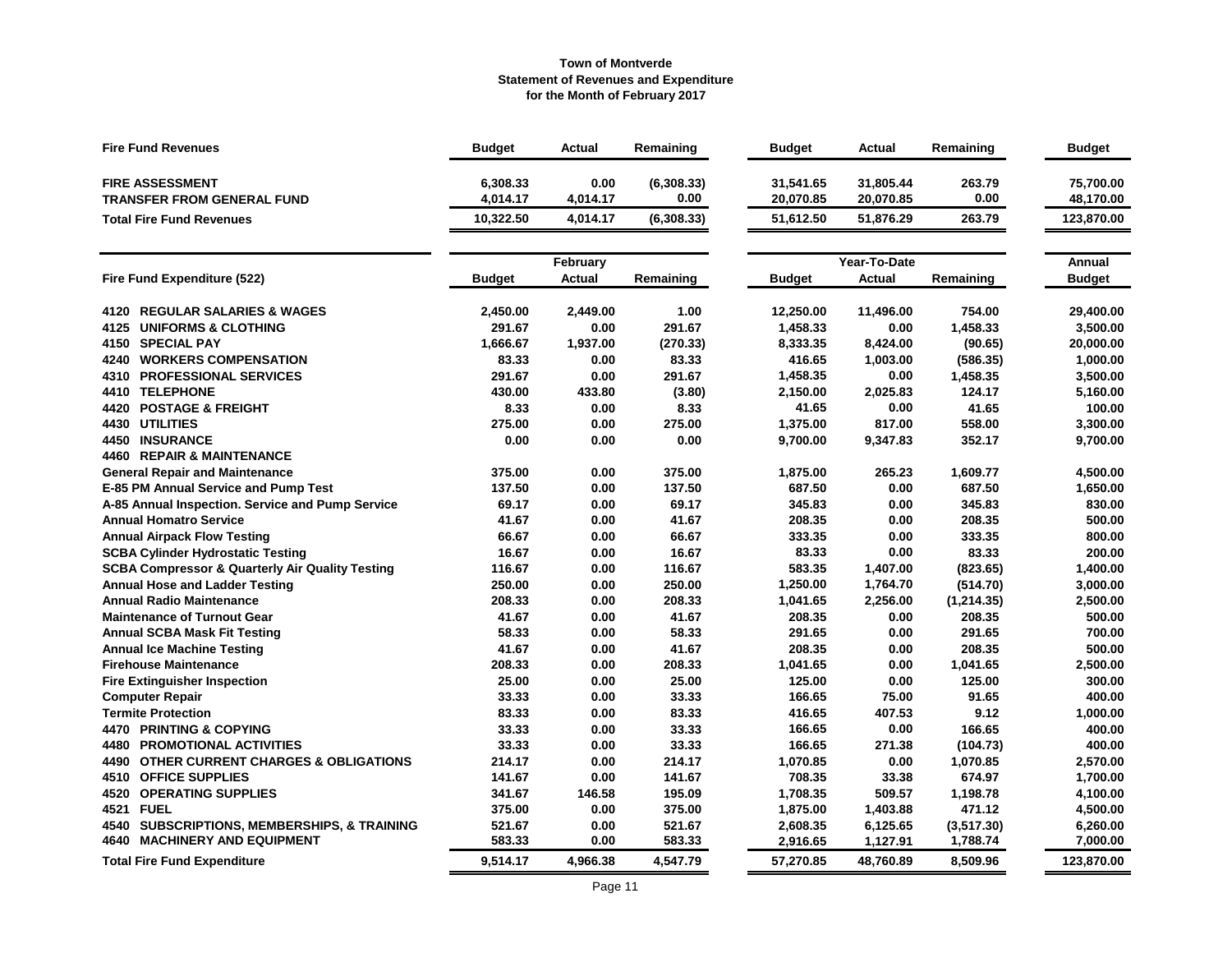**Town of Montverde**
**Statement of Revenues and Expenditure**
**for the Month of February 2017**

| Fire Fund Revenues | Budget | Actual | Remaining | Budget | Actual | Remaining | Budget |
|---|---|---|---|---|---|---|---|
| FIRE ASSESSMENT | 6,308.33 | 0.00 | (6,308.33) | 31,541.65 | 31,805.44 | 263.79 | 75,700.00 |
| TRANSFER FROM GENERAL FUND | 4,014.17 | 4,014.17 | 0.00 | 20,070.85 | 20,070.85 | 0.00 | 48,170.00 |
| Total Fire Fund Revenues | 10,322.50 | 4,014.17 | (6,308.33) | 51,612.50 | 51,876.29 | 263.79 | 123,870.00 |

| | February | | | Year-To-Date | | | Annual |
|---|---|---|---|---|---|---|---|
| Fire Fund Expenditure (522) | Budget | Actual | Remaining | Budget | Actual | Remaining | Budget |
| 4120 REGULAR SALARIES & WAGES | 2,450.00 | 2,449.00 | 1.00 | 12,250.00 | 11,496.00 | 754.00 | 29,400.00 |
| 4125 UNIFORMS & CLOTHING | 291.67 | 0.00 | 291.67 | 1,458.33 | 0.00 | 1,458.33 | 3,500.00 |
| 4150 SPECIAL PAY | 1,666.67 | 1,937.00 | (270.33) | 8,333.35 | 8,424.00 | (90.65) | 20,000.00 |
| 4240 WORKERS COMPENSATION | 83.33 | 0.00 | 83.33 | 416.65 | 1,003.00 | (586.35) | 1,000.00 |
| 4310 PROFESSIONAL SERVICES | 291.67 | 0.00 | 291.67 | 1,458.35 | 0.00 | 1,458.35 | 3,500.00 |
| 4410 TELEPHONE | 430.00 | 433.80 | (3.80) | 2,150.00 | 2,025.83 | 124.17 | 5,160.00 |
| 4420 POSTAGE & FREIGHT | 8.33 | 0.00 | 8.33 | 41.65 | 0.00 | 41.65 | 100.00 |
| 4430 UTILITIES | 275.00 | 0.00 | 275.00 | 1,375.00 | 817.00 | 558.00 | 3,300.00 |
| 4450 INSURANCE | 0.00 | 0.00 | 0.00 | 9,700.00 | 9,347.83 | 352.17 | 9,700.00 |
| 4460 REPAIR & MAINTENANCE | | | | | | | |
| General Repair and Maintenance | 375.00 | 0.00 | 375.00 | 1,875.00 | 265.23 | 1,609.77 | 4,500.00 |
| E-85 PM Annual Service and Pump Test | 137.50 | 0.00 | 137.50 | 687.50 | 0.00 | 687.50 | 1,650.00 |
| A-85 Annual Inspection. Service and Pump Service | 69.17 | 0.00 | 69.17 | 345.83 | 0.00 | 345.83 | 830.00 |
| Annual Homatro Service | 41.67 | 0.00 | 41.67 | 208.35 | 0.00 | 208.35 | 500.00 |
| Annual Airpack Flow Testing | 66.67 | 0.00 | 66.67 | 333.35 | 0.00 | 333.35 | 800.00 |
| SCBA Cylinder Hydrostatic Testing | 16.67 | 0.00 | 16.67 | 83.33 | 0.00 | 83.33 | 200.00 |
| SCBA Compressor & Quarterly Air Quality Testing | 116.67 | 0.00 | 116.67 | 583.35 | 1,407.00 | (823.65) | 1,400.00 |
| Annual Hose and Ladder Testing | 250.00 | 0.00 | 250.00 | 1,250.00 | 1,764.70 | (514.70) | 3,000.00 |
| Annual Radio Maintenance | 208.33 | 0.00 | 208.33 | 1,041.65 | 2,256.00 | (1,214.35) | 2,500.00 |
| Maintenance of Turnout Gear | 41.67 | 0.00 | 41.67 | 208.35 | 0.00 | 208.35 | 500.00 |
| Annual SCBA Mask Fit Testing | 58.33 | 0.00 | 58.33 | 291.65 | 0.00 | 291.65 | 700.00 |
| Annual Ice Machine Testing | 41.67 | 0.00 | 41.67 | 208.35 | 0.00 | 208.35 | 500.00 |
| Firehouse Maintenance | 208.33 | 0.00 | 208.33 | 1,041.65 | 0.00 | 1,041.65 | 2,500.00 |
| Fire Extinguisher Inspection | 25.00 | 0.00 | 25.00 | 125.00 | 0.00 | 125.00 | 300.00 |
| Computer Repair | 33.33 | 0.00 | 33.33 | 166.65 | 75.00 | 91.65 | 400.00 |
| Termite Protection | 83.33 | 0.00 | 83.33 | 416.65 | 407.53 | 9.12 | 1,000.00 |
| 4470 PRINTING & COPYING | 33.33 | 0.00 | 33.33 | 166.65 | 0.00 | 166.65 | 400.00 |
| 4480 PROMOTIONAL ACTIVITIES | 33.33 | 0.00 | 33.33 | 166.65 | 271.38 | (104.73) | 400.00 |
| 4490 OTHER CURRENT CHARGES & OBLIGATIONS | 214.17 | 0.00 | 214.17 | 1,070.85 | 0.00 | 1,070.85 | 2,570.00 |
| 4510 OFFICE SUPPLIES | 141.67 | 0.00 | 141.67 | 708.35 | 33.38 | 674.97 | 1,700.00 |
| 4520 OPERATING SUPPLIES | 341.67 | 146.58 | 195.09 | 1,708.35 | 509.57 | 1,198.78 | 4,100.00 |
| 4521 FUEL | 375.00 | 0.00 | 375.00 | 1,875.00 | 1,403.88 | 471.12 | 4,500.00 |
| 4540 SUBSCRIPTIONS, MEMBERSHIPS, & TRAINING | 521.67 | 0.00 | 521.67 | 2,608.35 | 6,125.65 | (3,517.30) | 6,260.00 |
| 4640 MACHINERY AND EQUIPMENT | 583.33 | 0.00 | 583.33 | 2,916.65 | 1,127.91 | 1,788.74 | 7,000.00 |
| Total Fire Fund Expenditure | 9,514.17 | 4,966.38 | 4,547.79 | 57,270.85 | 48,760.89 | 8,509.96 | 123,870.00 |